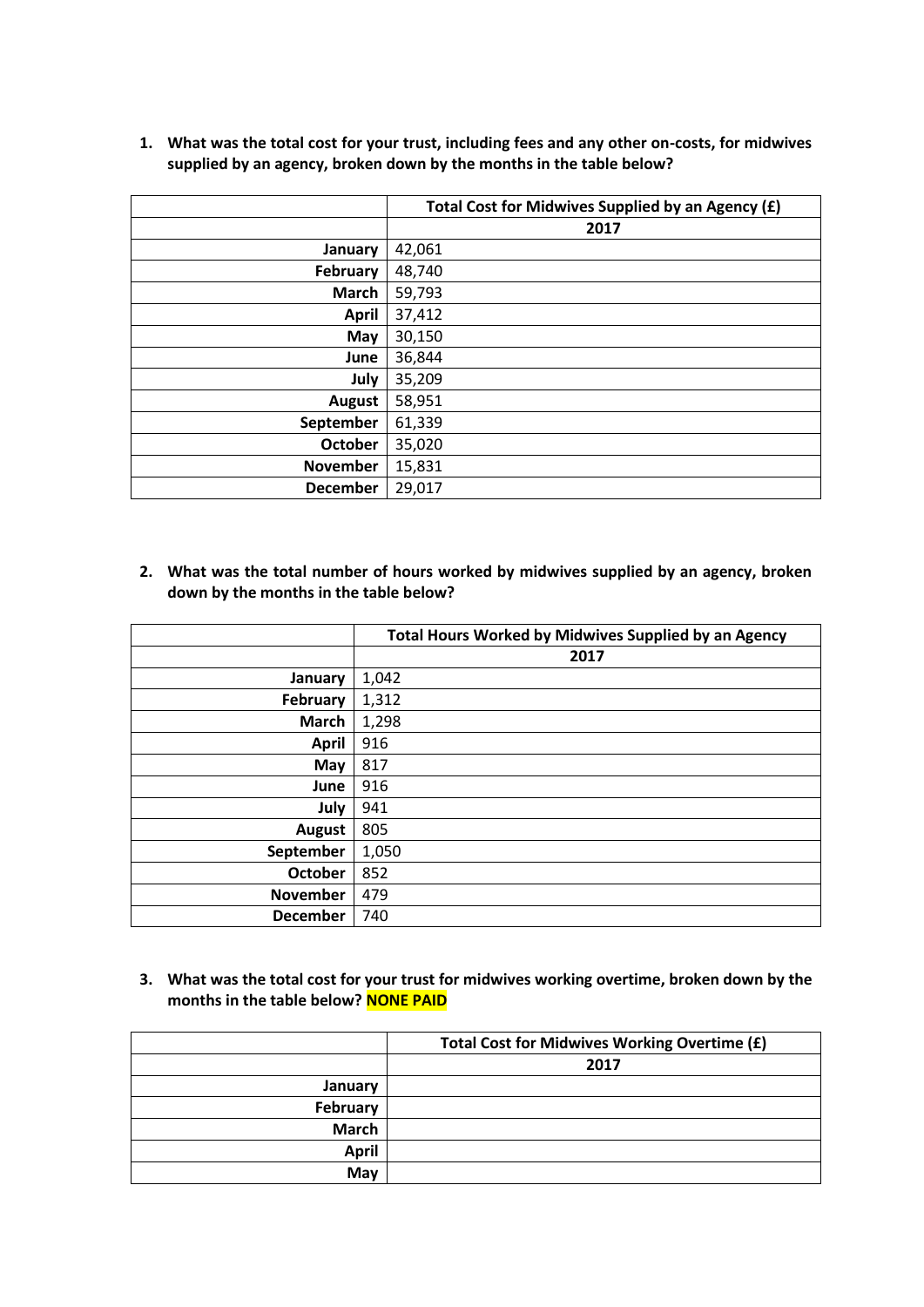1. **What was the total cost for your trust, including fees and any other on-costs, for midwives supplied by an agency, broken down by the months in the table below?**

| | Total Cost for Midwives Supplied by an Agency (£) |
|---|---|
| | 2017 |
| January | 42,061 |
| February | 48,740 |
| March | 59,793 |
| April | 37,412 |
| May | 30,150 |
| June | 36,844 |
| July | 35,209 |
| August | 58,951 |
| September | 61,339 |
| October | 35,020 |
| November | 15,831 |
| December | 29,017 |

2. **What was the total number of hours worked by midwives supplied by an agency, broken down by the months in the table below?**

| | Total Hours Worked by Midwives Supplied by an Agency |
|---|---|
| | 2017 |
| January | 1,042 |
| February | 1,312 |
| March | 1,298 |
| April | 916 |
| May | 817 |
| June | 916 |
| July | 941 |
| August | 805 |
| September | 1,050 |
| October | 852 |
| November | 479 |
| December | 740 |

3. **What was the total cost for your trust for midwives working overtime, broken down by the months in the table below? NONE PAID**

| | Total Cost for Midwives Working Overtime (£) |
|---|---|
| | 2017 |
| January | |
| February | |
| March | |
| April | |
| May | |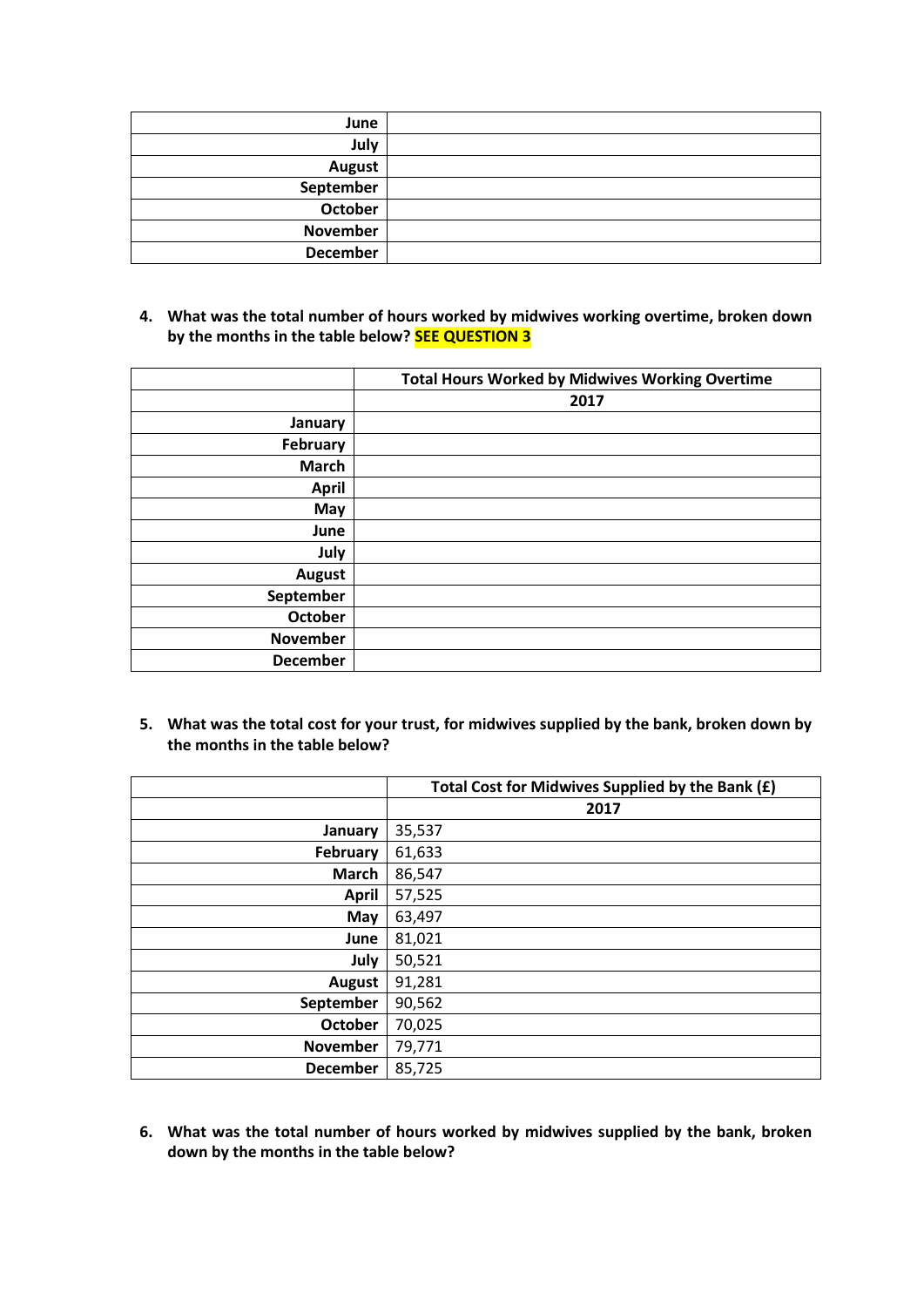| | |
|---|---|
| **June** | |
| **July** | |
| **August** | |
| **September** | |
| **October** | |
| **November** | |
| **December** | |

4. **What was the total number of hours worked by midwives working overtime, broken down by the months in the table below? SEE QUESTION 3**

| | **Total Hours Worked by Midwives Working Overtime** |
|---|---|
| | **2017** |
| **January** | |
| **February** | |
| **March** | |
| **April** | |
| **May** | |
| **June** | |
| **July** | |
| **August** | |
| **September** | |
| **October** | |
| **November** | |
| **December** | |

5. **What was the total cost for your trust, for midwives supplied by the bank, broken down by the months in the table below?**

| | **Total Cost for Midwives Supplied by the Bank (£)** |
|---|---|
| | **2017** |
| **January** | 35,537 |
| **February** | 61,633 |
| **March** | 86,547 |
| **April** | 57,525 |
| **May** | 63,497 |
| **June** | 81,021 |
| **July** | 50,521 |
| **August** | 91,281 |
| **September** | 90,562 |
| **October** | 70,025 |
| **November** | 79,771 |
| **December** | 85,725 |

6. **What was the total number of hours worked by midwives supplied by the bank, broken down by the months in the table below?**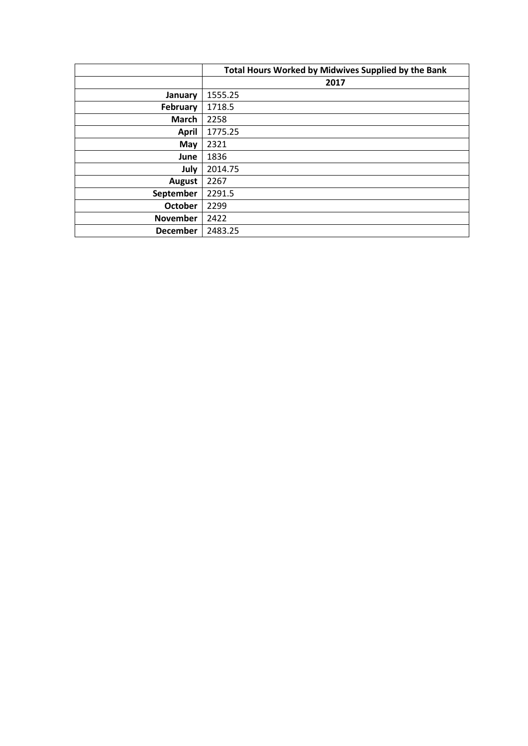| | Total Hours Worked by Midwives Supplied by the Bank |
|---|---|
| | 2017 |
| **January** | 1555.25 |
| **February** | 1718.5 |
| **March** | 2258 |
| **April** | 1775.25 |
| **May** | 2321 |
| **June** | 1836 |
| **July** | 2014.75 |
| **August** | 2267 |
| **September** | 2291.5 |
| **October** | 2299 |
| **November** | 2422 |
| **December** | 2483.25 |